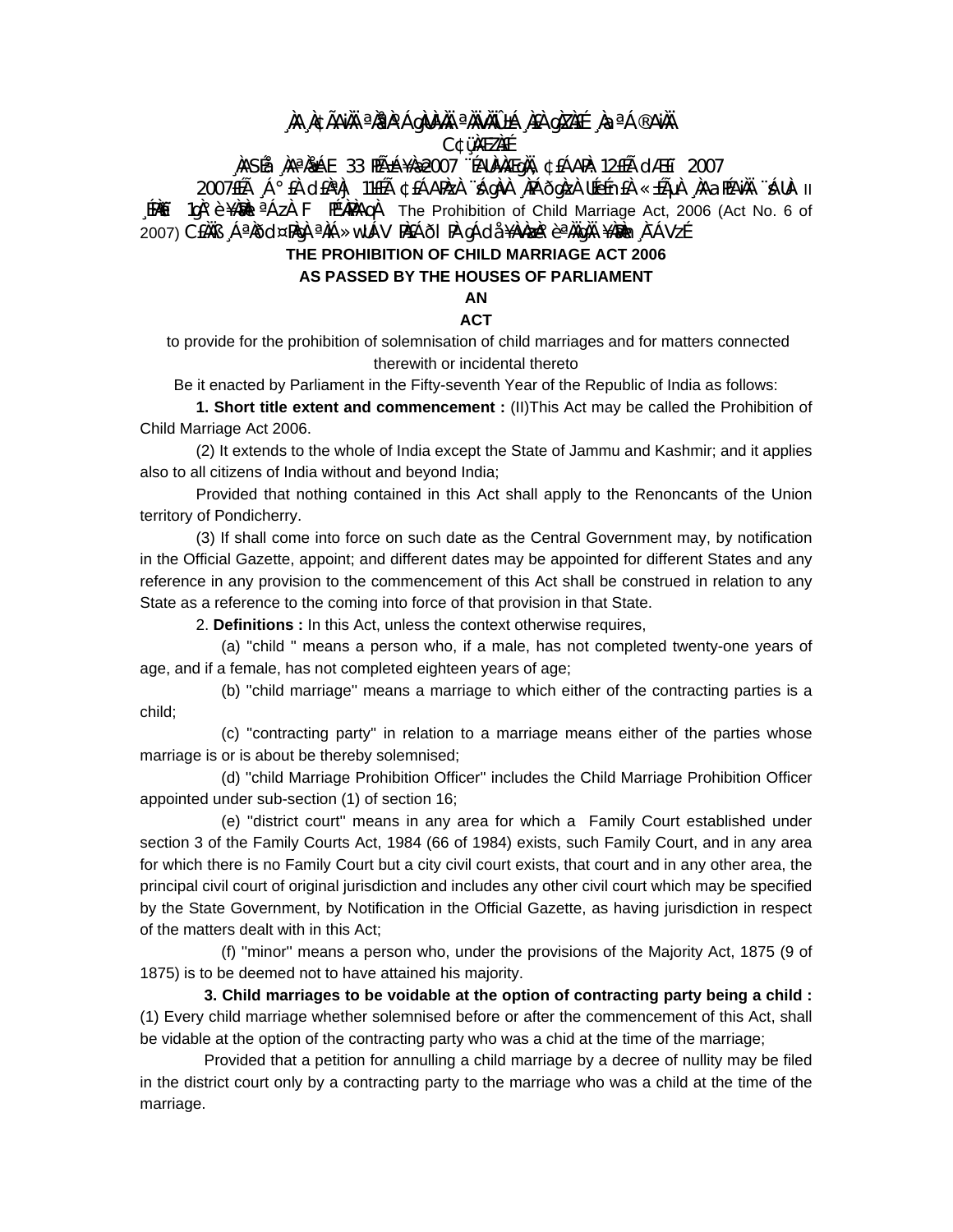¸ÀA¸À¢ÃAiÀÄ ªÀåªÀºÁgÀUÀ¼ÀÄ ªÀÄvÀÄÛ ±Á¸À£À gÀZÀ£É ¸ÀaªÁ®AiÀÄ

C¢ü¸ÀÆZÀ£É

¸ÀASÉå ¸ÀAªÀå±ÁE 33 PÉÃAzÀæ±Á¸À 2007 ¨ÉAUÀ¼ÀÆgÀÄ, ¢£ÁAPÀ 12£Éà dÆ£ï 2007

2007£Éà ¸Á°£À d£ÀªÀj 11£Éà ¢£ÁAPÀzÀ ¨sÁgÀvÀ ¸ÀPÁðgÀzÀ UÉeÉmï£À «±ÉõÀ ¸ÀAaPÉAiÀÄ ¨sÁUÀ II ¸ÉPÀë£ï 1gÀ°è ¥ÀæPÀn¸À¯ÁzÀ F PɼÀPÀAqÀ The Prohibition of Child Marriage Act, 2006 (Act No. 6 of 2007) C£ÀÄß ¸ÁªÀðd¤PÀgÀ ªÀiÁ»wUÁV PÀ£ÀßqÀ ¨sÁµÁAvÀgÀªÀ£ÀÄß ¸ÀPÁðgÀzÀ ¥ÀæPÀn¸À¯ÁVzÉ

**THE PROHIBITION OF CHILD MARRIAGE ACT 2006**

**AS PASSED BY THE HOUSES OF PARLIAMENT**

**AN**

**ACT**

to provide for the prohibition of solemnisation of child marriages and for matters connected therewith or incidental thereto

Be it enacted by Parliament in the Fifty-seventh Year of the Republic of India as follows:

**1. Short title extent and commencement :** (II)This Act may be called the Prohibition of Child Marriage Act 2006.

(2) It extends to the whole of India except the State of Jammu and Kashmir; and it applies also to all citizens of India without and beyond India;

Provided that nothing contained in this Act shall apply to the Renoncants of the Union territory of Pondicherry.

(3) If shall come into force on such date as the Central Government may, by notification in the Official Gazette, appoint; and different dates may be appointed for different States and any reference in any provision to the commencement of this Act shall be construed in relation to any State as a reference to the coming into force of that provision in that State.

2. **Definitions :** In this Act, unless the context otherwise requires,

(a) "child " means a person who, if a male, has not completed twenty-one years of age, and if a female, has not completed eighteen years of age;

(b) "child marriage" means a marriage to which either of the contracting parties is a child;

(c) "contracting party" in relation to a marriage means either of the parties whose marriage is or is about be thereby solemnised;

(d) "child Marriage Prohibition Officer" includes the Child Marriage Prohibition Officer appointed under sub-section (1) of section 16;

(e) "district court" means in any area for which a Family Court established under section 3 of the Family Courts Act, 1984 (66 of 1984) exists, such Family Court, and in any area for which there is no Family Court but a city civil court exists, that court and in any other area, the principal civil court of original jurisdiction and includes any other civil court which may be specified by the State Government, by Notification in the Official Gazette, as having jurisdiction in respect of the matters dealt with in this Act;

(f) "minor" means a person who, under the provisions of the Majority Act, 1875 (9 of 1875) is to be deemed not to have attained his majority.

**3. Child marriages to be voidable at the option of contracting party being a child :** (1) Every child marriage whether solemnised before or after the commencement of this Act, shall be vidable at the option of the contracting party who was a chid at the time of the marriage;

Provided that a petition for annulling a child marriage by a decree of nullity may be filed in the district court only by a contracting party to the marriage who was a child at the time of the marriage.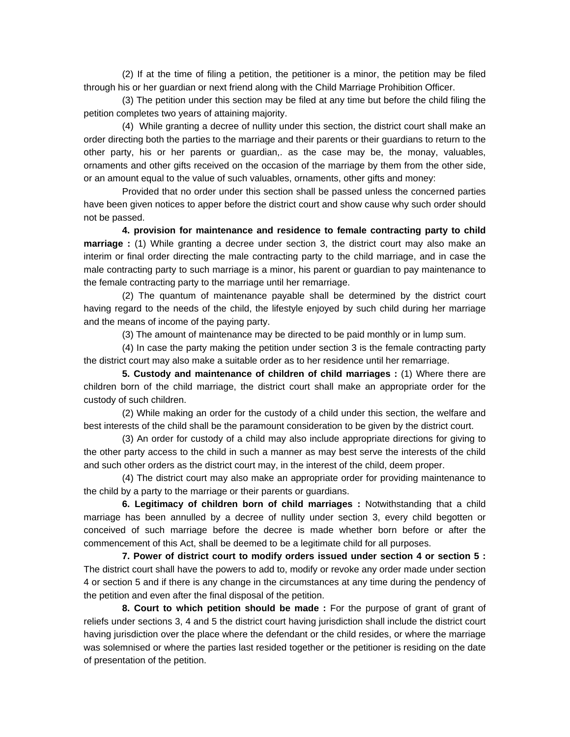(2) If at the time of filing a petition, the petitioner is a minor, the petition may be filed through his or her guardian or next friend along with the Child Marriage Prohibition Officer.

(3) The petition under this section may be filed at any time but before the child filing the petition completes two years of attaining majority.

(4) While granting a decree of nullity under this section, the district court shall make an order directing both the parties to the marriage and their parents or their guardians to return to the other party, his or her parents or guardian,. as the case may be, the monay, valuables, ornaments and other gifts received on the occasion of the marriage by them from the other side, or an amount equal to the value of such valuables, ornaments, other gifts and money:

Provided that no order under this section shall be passed unless the concerned parties have been given notices to apper before the district court and show cause why such order should not be passed.

**4. provision for maintenance and residence to female contracting party to child marriage :** (1) While granting a decree under section 3, the district court may also make an interim or final order directing the male contracting party to the child marriage, and in case the male contracting party to such marriage is a minor, his parent or guardian to pay maintenance to the female contracting party to the marriage until her remarriage.

(2) The quantum of maintenance payable shall be determined by the district court having regard to the needs of the child, the lifestyle enjoyed by such child during her marriage and the means of income of the paying party.

(3) The amount of maintenance may be directed to be paid monthly or in lump sum.

(4) In case the party making the petition under section 3 is the female contracting party the district court may also make a suitable order as to her residence until her remarriage.

**5. Custody and maintenance of children of child marriages :** (1) Where there are children born of the child marriage, the district court shall make an appropriate order for the custody of such children.

(2) While making an order for the custody of a child under this section, the welfare and best interests of the child shall be the paramount consideration to be given by the district court.

(3) An order for custody of a child may also include appropriate directions for giving to the other party access to the child in such a manner as may best serve the interests of the child and such other orders as the district court may, in the interest of the child, deem proper.

(4) The district court may also make an appropriate order for providing maintenance to the child by a party to the marriage or their parents or guardians.

**6. Legitimacy of children born of child marriages :** Notwithstanding that a child marriage has been annulled by a decree of nullity under section 3, every child begotten or conceived of such marriage before the decree is made whether born before or after the commencement of this Act, shall be deemed to be a legitimate child for all purposes.

**7. Power of district court to modify orders issued under section 4 or section 5 :** The district court shall have the powers to add to, modify or revoke any order made under section 4 or section 5 and if there is any change in the circumstances at any time during the pendency of the petition and even after the final disposal of the petition.

**8. Court to which petition should be made :** For the purpose of grant of grant of reliefs under sections 3, 4 and 5 the district court having jurisdiction shall include the district court having jurisdiction over the place where the defendant or the child resides, or where the marriage was solemnised or where the parties last resided together or the petitioner is residing on the date of presentation of the petition.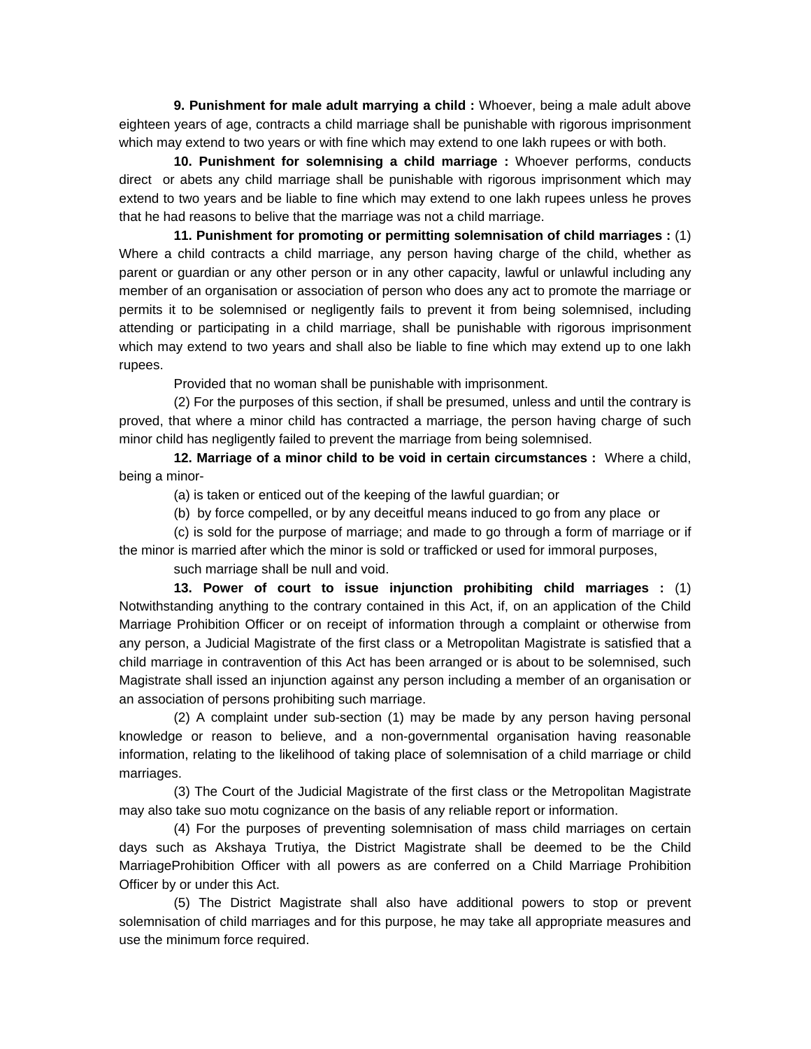**9. Punishment for male adult marrying a child :** Whoever, being a male adult above eighteen years of age, contracts a child marriage shall be punishable with rigorous imprisonment which may extend to two years or with fine which may extend to one lakh rupees or with both.

**10. Punishment for solemnising a child marriage :** Whoever performs, conducts direct or abets any child marriage shall be punishable with rigorous imprisonment which may extend to two years and be liable to fine which may extend to one lakh rupees unless he proves that he had reasons to belive that the marriage was not a child marriage.

**11. Punishment for promoting or permitting solemnisation of child marriages :** (1) Where a child contracts a child marriage, any person having charge of the child, whether as parent or guardian or any other person or in any other capacity, lawful or unlawful including any member of an organisation or association of person who does any act to promote the marriage or permits it to be solemnised or negligently fails to prevent it from being solemnised, including attending or participating in a child marriage, shall be punishable with rigorous imprisonment which may extend to two years and shall also be liable to fine which may extend up to one lakh rupees.

Provided that no woman shall be punishable with imprisonment.

(2) For the purposes of this section, if shall be presumed, unless and until the contrary is proved, that where a minor child has contracted a marriage, the person having charge of such minor child has negligently failed to prevent the marriage from being solemnised.

**12. Marriage of a minor child to be void in certain circumstances :** Where a child, being a minor-

(a) is taken or enticed out of the keeping of the lawful guardian; or

(b) by force compelled, or by any deceitful means induced to go from any place or

(c) is sold for the purpose of marriage; and made to go through a form of marriage or if the minor is married after which the minor is sold or trafficked or used for immoral purposes,

such marriage shall be null and void.

**13. Power of court to issue injunction prohibiting child marriages :** (1) Notwithstanding anything to the contrary contained in this Act, if, on an application of the Child Marriage Prohibition Officer or on receipt of information through a complaint or otherwise from any person, a Judicial Magistrate of the first class or a Metropolitan Magistrate is satisfied that a child marriage in contravention of this Act has been arranged or is about to be solemnised, such Magistrate shall issed an injunction against any person including a member of an organisation or an association of persons prohibiting such marriage.

(2) A complaint under sub-section (1) may be made by any person having personal knowledge or reason to believe, and a non-governmental organisation having reasonable information, relating to the likelihood of taking place of solemnisation of a child marriage or child marriages.

(3) The Court of the Judicial Magistrate of the first class or the Metropolitan Magistrate may also take suo motu cognizance on the basis of any reliable report or information.

(4) For the purposes of preventing solemnisation of mass child marriages on certain days such as Akshaya Trutiya, the District Magistrate shall be deemed to be the Child MarriageProhibition Officer with all powers as are conferred on a Child Marriage Prohibition Officer by or under this Act.

(5) The District Magistrate shall also have additional powers to stop or prevent solemnisation of child marriages and for this purpose, he may take all appropriate measures and use the minimum force required.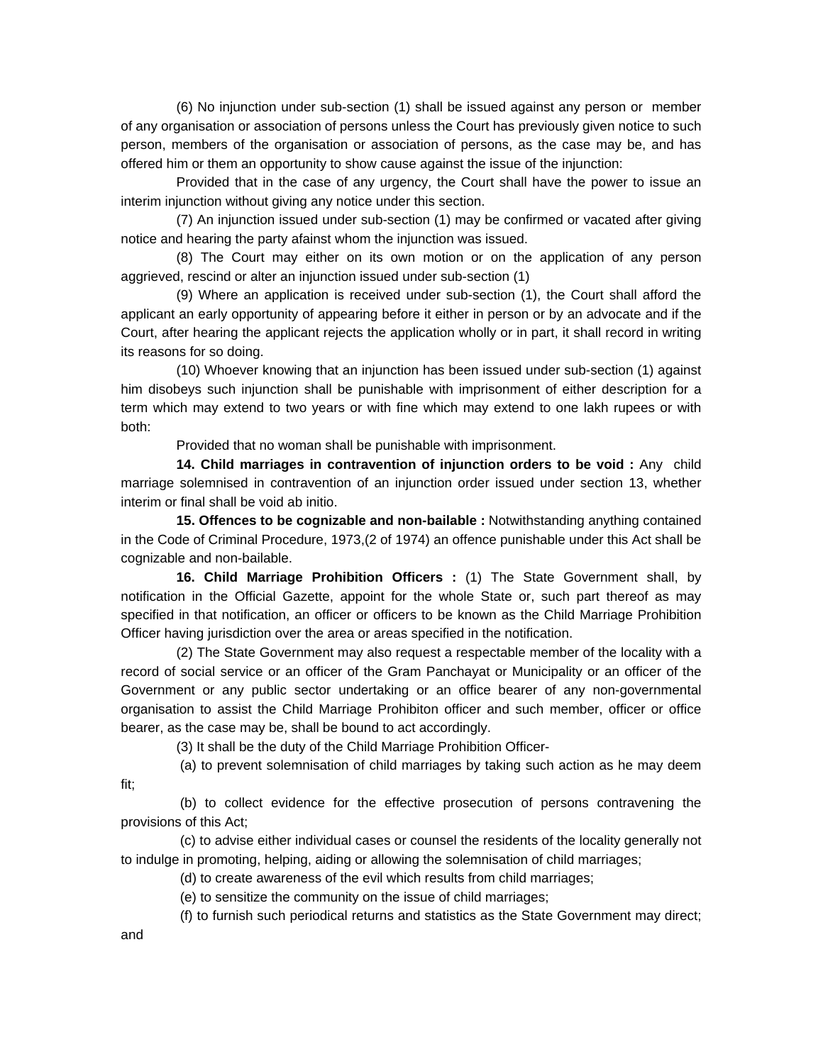(6) No injunction under sub-section (1) shall be issued against any person or member of any organisation or association of persons unless the Court has previously given notice to such person, members of the organisation or association of persons, as the case may be, and has offered him or them an opportunity to show cause against the issue of the injunction:

Provided that in the case of any urgency, the Court shall have the power to issue an interim injunction without giving any notice under this section.

(7) An injunction issued under sub-section (1) may be confirmed or vacated after giving notice and hearing the party afainst whom the injunction was issued.

(8) The Court may either on its own motion or on the application of any person aggrieved, rescind or alter an injunction issued under sub-section (1)

(9) Where an application is received under sub-section (1), the Court shall afford the applicant an early opportunity of appearing before it either in person or by an advocate and if the Court, after hearing the applicant rejects the application wholly or in part, it shall record in writing its reasons for so doing.

(10) Whoever knowing that an injunction has been issued under sub-section (1) against him disobeys such injunction shall be punishable with imprisonment of either description for a term which may extend to two years or with fine which may extend to one lakh rupees or with both:

Provided that no woman shall be punishable with imprisonment.

**14. Child marriages in contravention of injunction orders to be void :** Any child marriage solemnised in contravention of an injunction order issued under section 13, whether interim or final shall be void ab initio.

**15. Offences to be cognizable and non-bailable :** Notwithstanding anything contained in the Code of Criminal Procedure, 1973,(2 of 1974) an offence punishable under this Act shall be cognizable and non-bailable.

**16. Child Marriage Prohibition Officers :** (1) The State Government shall, by notification in the Official Gazette, appoint for the whole State or, such part thereof as may specified in that notification, an officer or officers to be known as the Child Marriage Prohibition Officer having jurisdiction over the area or areas specified in the notification.

(2) The State Government may also request a respectable member of the locality with a record of social service or an officer of the Gram Panchayat or Municipality or an officer of the Government or any public sector undertaking or an office bearer of any non-governmental organisation to assist the Child Marriage Prohibiton officer and such member, officer or office bearer, as the case may be, shall be bound to act accordingly.

(3) It shall be the duty of the Child Marriage Prohibition Officer-

(a) to prevent solemnisation of child marriages by taking such action as he may deem fit;

(b) to collect evidence for the effective prosecution of persons contravening the provisions of this Act;

(c) to advise either individual cases or counsel the residents of the locality generally not to indulge in promoting, helping, aiding or allowing the solemnisation of child marriages;

(d) to create awareness of the evil which results from child marriages;

(e) to sensitize the community on the issue of child marriages;

(f) to furnish such periodical returns and statistics as the State Government may direct; and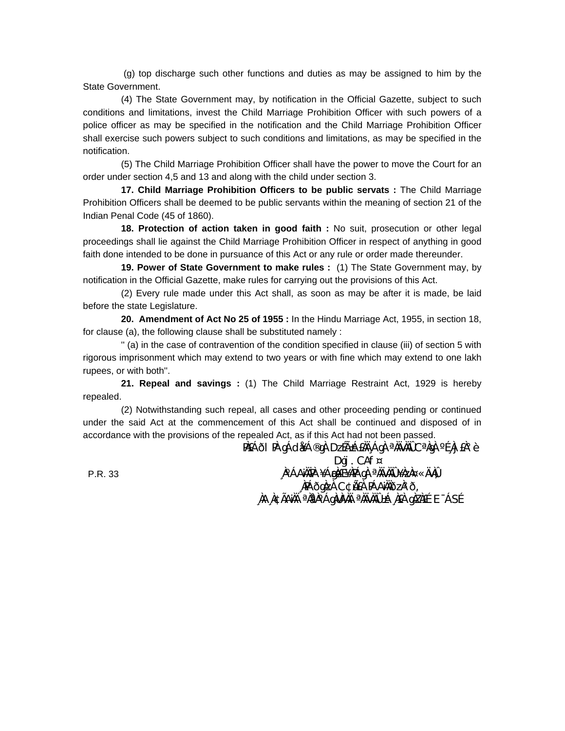(g) top discharge such other functions and duties as may be assigned to him by the State Government.

(4) The State Government may, by notification in the Official Gazette, subject to such conditions and limitations, invest the Child Marriage Prohibition Officer with such powers of a police officer as may be specified in the notification and the Child Marriage Prohibition Officer shall exercise such powers subject to such conditions and limitations, as may be specified in the notification.

(5) The Child Marriage Prohibition Officer shall have the power to move the Court for an order under section 4,5 and 13 and along with the child under section 3.

**17. Child Marriage Prohibition Officers to be public servats :** The Child Marriage Prohibition Officers shall be deemed to be public servants within the meaning of section 21 of the Indian Penal Code (45 of 1860).

**18. Protection of action taken in good faith :** No suit, prosecution or other legal proceedings shall lie against the Child Marriage Prohibition Officer in respect of anything in good faith done intended to be done in pursuance of this Act or any rule or order made thereunder.

**19. Power of State Government to make rules :** (1) The State Government may, by notification in the Official Gazette, make rules for carrying out the provisions of this Act.

(2) Every rule made under this Act shall, as soon as may be after it is made, be laid before the state Legislature.

**20. Amendment of Act No 25 of 1955 :** In the Hindu Marriage Act, 1955, in section 18, for clause (a), the following clause shall be substituted namely :

" (a) in the case of contravention of the condition specified in clause (iii) of section 5 with rigorous imprisonment which may extend to two years or with fine which may extend to one lakh rupees, or with both".

**21. Repeal and savings :** (1) The Child Marriage Restraint Act, 1929 is hereby repealed.

(2) Notwithstanding such repeal, all cases and other proceeding pending or continued under the said Act at the commencement of this Act shall be continued and disposed of in accordance with the provisions of the repealed Act, as if this Act had not been passed.

PÀ£ÁðlPÀ gÁdå¥ÀvÀæ DzÉñÀzÀ ªÉÄÃgÉUÉ ªÀÄvÀÄÛ C¢üPÀÈvÀ ºÉ¸Àj£À°è

Dgï. CAf¤

P.R. 33

¸ÀPÁðgÀzÀ C¢üPÀ PÁAiÀÄðzÀ²ð

¸ÀA¸À¢ÃAiÀÄ ªÀåªÀºÁgÀUÀ¼ÀÄ ªÀÄvÀÄÛ ±Á¸À£À gÀZÀ£É E¯ÁSÉ